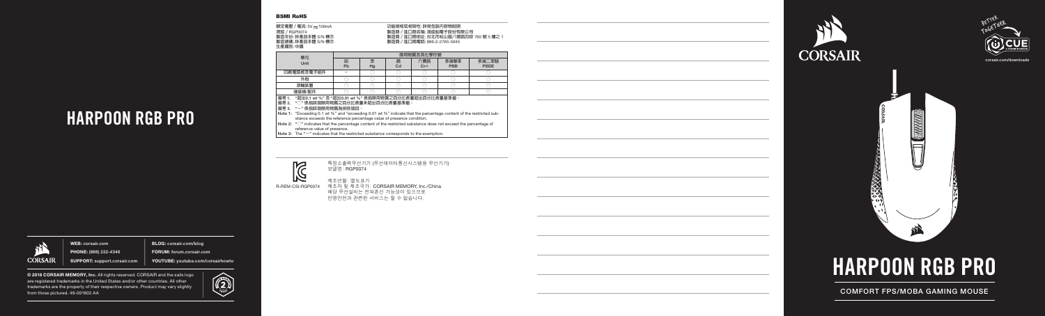# HARPOON RGB PRO

**WEB:** corsair.com

**PHONE:** (888) 222-4346

**SUPPORT:** support.corsair.com

**BLOG:** corsair.com/blog

**FORUM:** forum.corsair.com

**YOUTUBE:** youtube.com/corsairhowto

© 2018 CORSAIR MEMORY, Inc. All rights reserved. CORSAIR and the sails logo are registered trademarks in the United States and/or other countries. All other trademarks are the property of their respective owners. Product may vary slightly from those pictured. 49-001802 AA

## BSMI RoHS

額定電壓 / 電流: 5V ⎓ 100mA
型號 / RGP0074
製造年份: 詳產品本體 S/N 標示
製造號碼: 詳產品本體 S/N 標示
生產國別: 中國

功能規格或相關性: 詳見包裝內容物說明
製造商 / 進口商名稱: 海盜船電子股份有限公司
製造商 / 進口商地址: 台北市松山區八德路四段 760 號 5 樓之 1
製造商 / 進口商電話: 886-2-2765-5045

| 單元 Unit | 限用物質及其化學符號 | | | | | |
|---|---|---|---|---|---|---|
| | 鉛 Pb | 汞 Hg | 鎘 Cd | 六價鉻 $Cr^{+6}$ | 多溴聯苯 PBB | 多溴二苯醚 PBDE |
| 印刷電路板及電子組件 | — | ○ | ○ | ○ | ○ | ○ |
| 外殼 | ○ | ○ | ○ | ○ | ○ | ○ |
| 滾輪裝置 | ○ | ○ | ○ | ○ | ○ | ○ |
| 連接線/配件 | ○ | ○ | ○ | ○ | ○ | ○ |

備考 1. "超出0.1 wt %" 及 "超出0.01 wt %" 係指限用物質之百分比含量超出百分比含量基準值。
備考 2. "○" 係指該項限用物質之百分比含量未超出百分比含量基準值。
備考 3. "—" 係指該項限用物質為排除項目。
**Note 1:** "Exceeding 0.1 wt %" and "exceeding 0.01 wt %" indicate that the percentage content of the restricted substance exceeds the reference percentage value of presence condition.
**Note 2:** "○" indicates that the percentage content of the restricted substance does not exceed the percentage of reference value of presence.
**Note 3:** The "—" indicates that the restricted substance corresponds to the exemption.

R-REM-CSI-RGP0074

특정소출력무선기기 (무선데이터통신시스템용 무선기기)
모델명: RGP0074

제조년월: 별도표기
제조자 및 제조국가: CORSAIR MEMORY, Inc./China
해당 무선설비는 전파혼신 가능성이 있으므로
인명안전과 관련된 서비스는 할 수 없습니다.

CORSAIR

BETTER TOGETHER
iCUE
corsair.com/downloads

# HARPOON RGB PRO

COMFORT FPS/MOBA GAMING MOUSE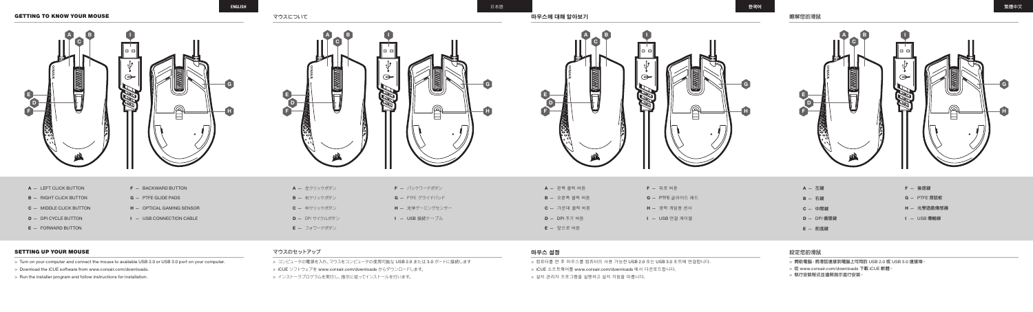## GETTING TO KNOW YOUR MOUSE

A — LEFT CLICK BUTTON
B — RIGHT CLICK BUTTON
C — MIDDLE CLICK BUTTON
D — DPI CYCLE BUTTON
E — FORWARD BUTTON
F — BACKWARD BUTTON
G — PTFE GLIDE PADS
H — OPTICAL GAMING SENSOR
I — USB CONNECTION CABLE

## SETTING UP YOUR MOUSE

> Turn on your computer and connect the mouse to available USB 2.0 or USB 3.0 port on your computer.
> Download the iCUE software from www.corsair.com/downloads.
> Run the installer program and follow instructions for installation.

## マウスについて

A — 左クリックボタン
B — 右クリックボタン
C — 中クリックボタン
D — DPI サイクルボタン
E — フォワードボタン
F — バックワードボタン
G — PTFE グライドパッド
H — 光学ゲーミングセンサー
I — USB 接続ケーブル

## マウスのセットアップ

> コンピュータの電源を入れ、マウスをコンピュータの使用可能な USB 2.0 または 3.0 ポートに接続します
> iCUE ソフトウェアを www.corsair.com/downloads からダウンロードします。
> インストーラプログラムを実行し、指示に従ってインストールを行います。

## 마우스에 대해 알아보기

A — 왼쪽 클릭 버튼
B — 오른쪽 클릭 버튼
C — 가운데 클릭 버튼
D — DPI 주기 버튼
E — 앞으로 버튼
F — 뒤로 버튼
G — PTFE 글라이드 패드
H — 광학 게임용 센서
I — USB 연결 케이블

## 마우스 설정

> 컴퓨터를 켠 후 마우스를 컴퓨터의 사용 가능한 USB 2.0 또는 USB 3.0 포트에 연결합니다.
> iCUE 소프트웨어를 www.corsair.com/downloads 에서 다운로드합니다.
> 설치 관리자 프로그램을 실행하고 설치 지침을 따릅니다.

## 瞭解您的滑鼠

A — 左鍵
B — 右鍵
C — 中間鍵
D — DPI 循環鍵
E — 前進鍵
F — 後退鍵
G — PTFE 滑鼠墊
H — 光學遊戲傳感器
I — USB 傳輸線

## 設定您的滑鼠

> 開啟電腦，將滑鼠連接到電腦上可用的 USB 2.0 或 USB 3.0 連接埠。
> 從 www.corsair.com/downloads 下載 iCUE 軟體。
> 執行安裝程式並遵照指示進行安裝。